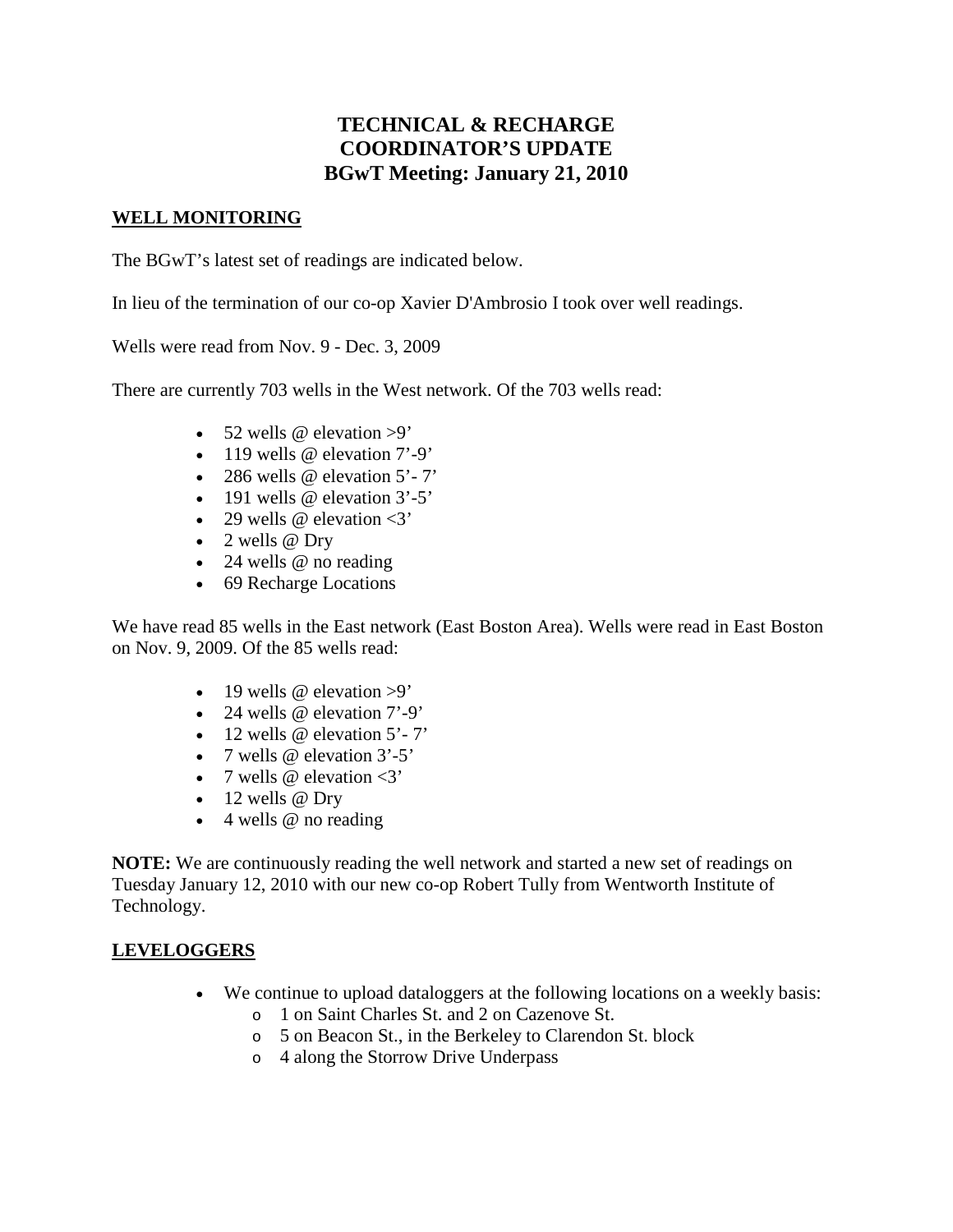# TECHNICAL & RECHARGE COORDINATOR'S UPDATE
# BGwT Meeting: January 21, 2010

## WELL MONITORING

The BGwT's latest set of readings are indicated below.

In lieu of the termination of our co-op Xavier D'Ambrosio I took over well readings.

Wells were read from Nov. 9 - Dec. 3, 2009

There are currently 703 wells in the West network. Of the 703 wells read:

- 52 wells @ elevation >9'
- 119 wells @ elevation 7'-9'
- 286 wells @ elevation 5'- 7'
- 191 wells @ elevation 3'-5'
- 29 wells @ elevation <3'
- 2 wells @ Dry
- 24 wells @ no reading
- 69 Recharge Locations

We have read 85 wells in the East network (East Boston Area). Wells were read in East Boston on Nov. 9, 2009. Of the 85 wells read:

- 19 wells @ elevation >9'
- 24 wells @ elevation 7'-9'
- 12 wells @ elevation 5'- 7'
- 7 wells @ elevation 3'-5'
- 7 wells @ elevation <3'
- 12 wells @ Dry
- 4 wells @ no reading

**NOTE:** We are continuously reading the well network and started a new set of readings on Tuesday January 12, 2010 with our new co-op Robert Tully from Wentworth Institute of Technology.

## LEVELOGGERS

- We continue to upload dataloggers at the following locations on a weekly basis:
  - 1 on Saint Charles St. and 2 on Cazenove St.
  - 5 on Beacon St., in the Berkeley to Clarendon St. block
  - 4 along the Storrow Drive Underpass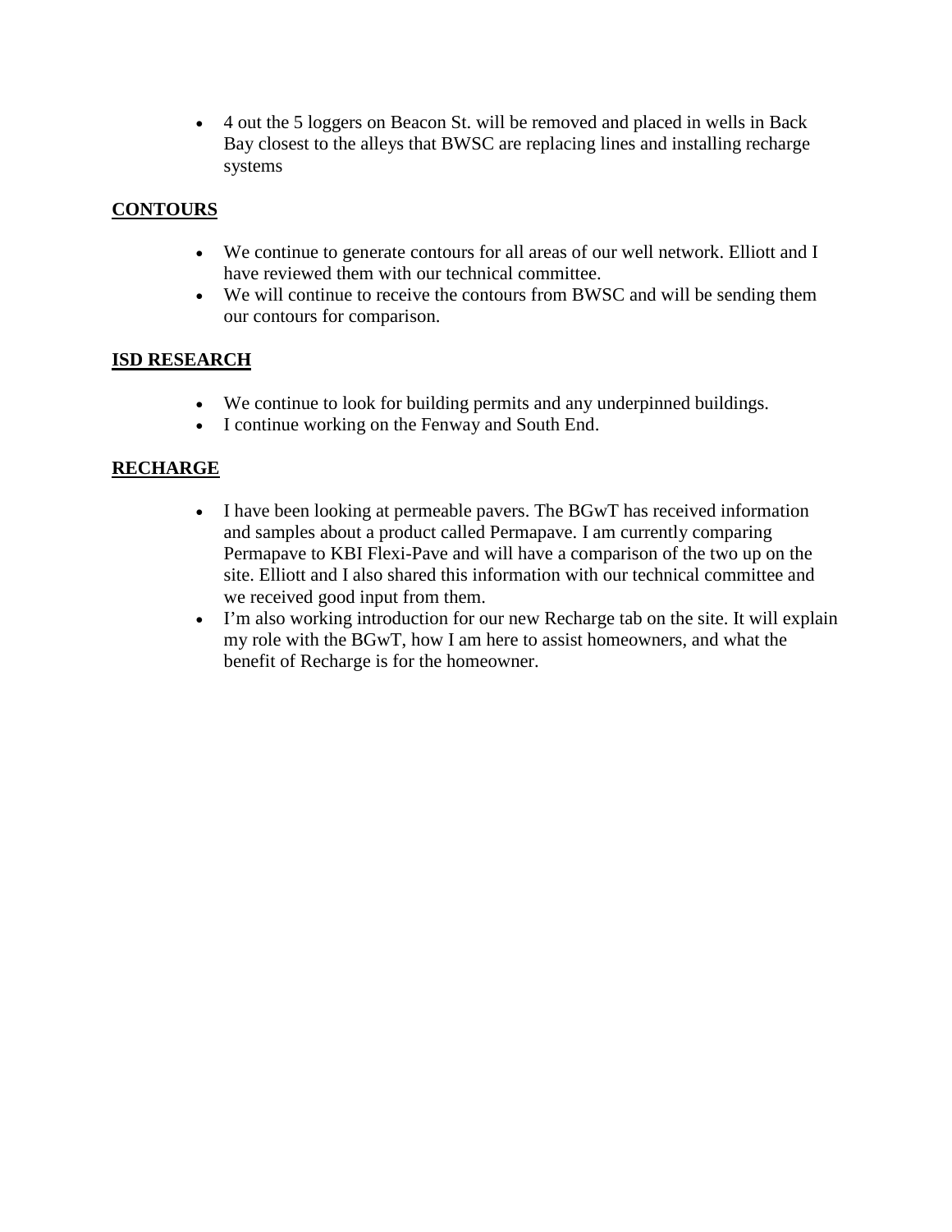- 4 out the 5 loggers on Beacon St. will be removed and placed in wells in Back Bay closest to the alleys that BWSC are replacing lines and installing recharge systems

**<u>CONTOURS</u>**

- We continue to generate contours for all areas of our well network. Elliott and I have reviewed them with our technical committee.
- We will continue to receive the contours from BWSC and will be sending them our contours for comparison.

**<u>ISD RESEARCH</u>**

- We continue to look for building permits and any underpinned buildings.
- I continue working on the Fenway and South End.

**<u>RECHARGE</u>**

- I have been looking at permeable pavers. The BGwT has received information and samples about a product called Permapave. I am currently comparing Permapave to KBI Flexi-Pave and will have a comparison of the two up on the site. Elliott and I also shared this information with our technical committee and we received good input from them.
- I'm also working introduction for our new Recharge tab on the site. It will explain my role with the BGwT, how I am here to assist homeowners, and what the benefit of Recharge is for the homeowner.